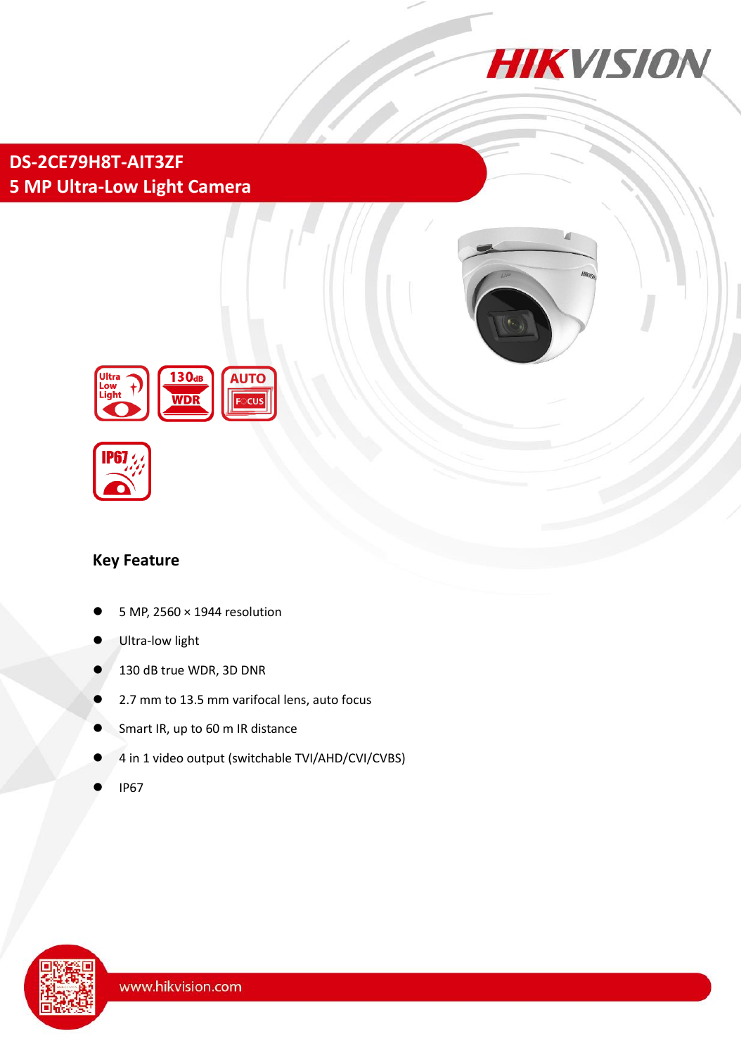# DS-2CE79H8T-AIT3ZF

## 5 MP Ultra-Low Light Camera

### Key Feature

- 5 MP, 2560 × 1944 resolution
- Ultra-low light
- 130 dB true WDR, 3D DNR
- 2.7 mm to 13.5 mm varifocal lens, auto focus
- Smart IR, up to 60 m IR distance
- 4 in 1 video output (switchable TVI/AHD/CVI/CVBS)
- IP67

www.hikvision.com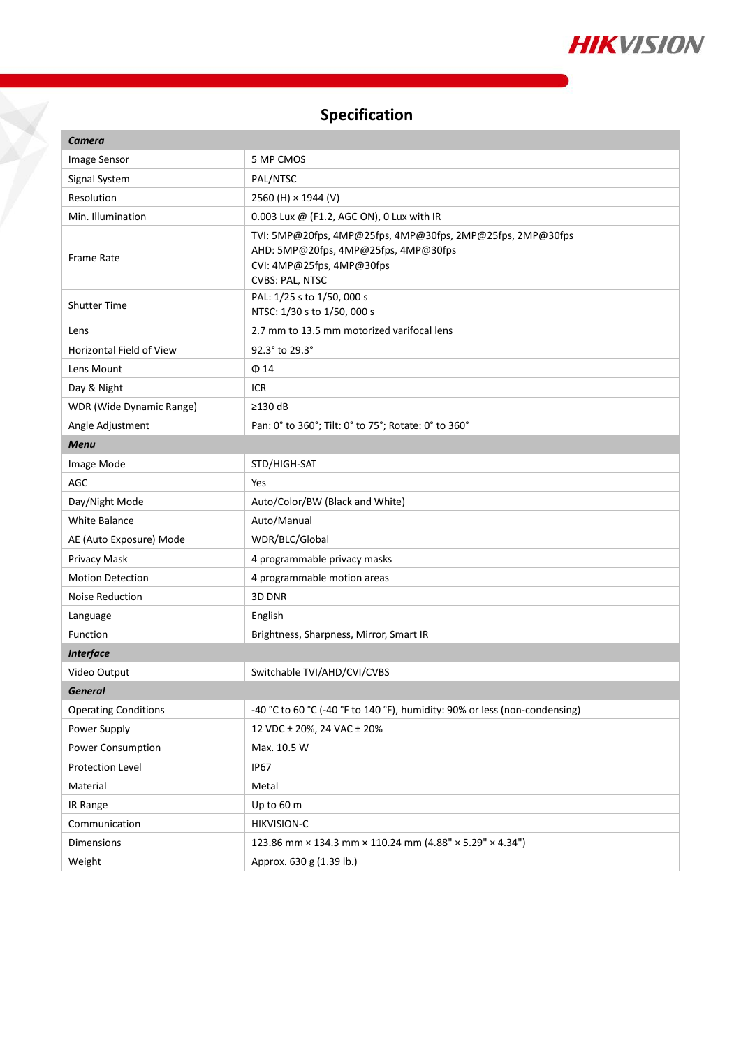## Specification

| Camera | |
|---|---|
| Image Sensor | 5 MP CMOS |
| Signal System | PAL/NTSC |
| Resolution | 2560 (H) × 1944 (V) |
| Min. Illumination | 0.003 Lux @ (F1.2, AGC ON), 0 Lux with IR |
| Frame Rate | TVI: 5MP@20fps, 4MP@25fps, 4MP@30fps, 2MP@25fps, 2MP@30fps<br>AHD: 5MP@20fps, 4MP@25fps, 4MP@30fps<br>CVI: 4MP@25fps, 4MP@30fps<br>CVBS: PAL, NTSC |
| Shutter Time | PAL: 1/25 s to 1/50, 000 s<br>NTSC: 1/30 s to 1/50, 000 s |
| Lens | 2.7 mm to 13.5 mm motorized varifocal lens |
| Horizontal Field of View | 92.3° to 29.3° |
| Lens Mount | Φ 14 |
| Day & Night | ICR |
| WDR (Wide Dynamic Range) | ≥130 dB |
| Angle Adjustment | Pan: 0° to 360°; Tilt: 0° to 75°; Rotate: 0° to 360° |
| **Menu** | |
| Image Mode | STD/HIGH-SAT |
| AGC | Yes |
| Day/Night Mode | Auto/Color/BW (Black and White) |
| White Balance | Auto/Manual |
| AE (Auto Exposure) Mode | WDR/BLC/Global |
| Privacy Mask | 4 programmable privacy masks |
| Motion Detection | 4 programmable motion areas |
| Noise Reduction | 3D DNR |
| Language | English |
| Function | Brightness, Sharpness, Mirror, Smart IR |
| **Interface** | |
| Video Output | Switchable TVI/AHD/CVI/CVBS |
| **General** | |
| Operating Conditions | -40 °C to 60 °C (-40 °F to 140 °F), humidity: 90% or less (non-condensing) |
| Power Supply | 12 VDC ± 20%, 24 VAC ± 20% |
| Power Consumption | Max. 10.5 W |
| Protection Level | IP67 |
| Material | Metal |
| IR Range | Up to 60 m |
| Communication | HIKVISION-C |
| Dimensions | 123.86 mm × 134.3 mm × 110.24 mm (4.88" × 5.29" × 4.34") |
| Weight | Approx. 630 g (1.39 lb.) |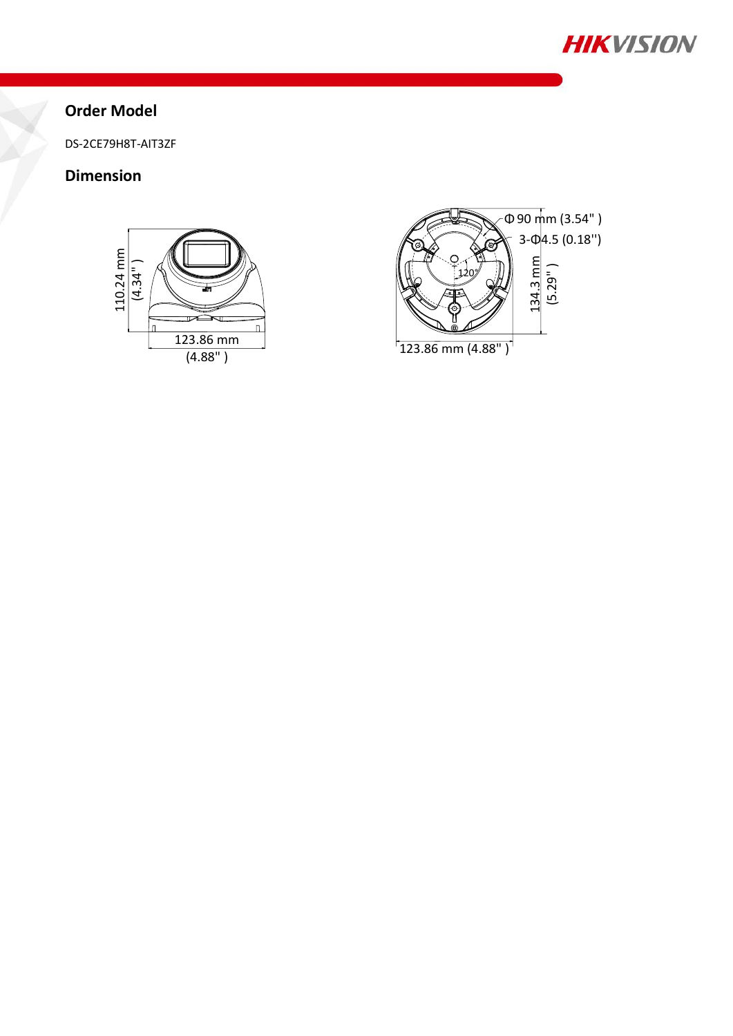## Order Model

DS-2CE79H8T-AIT3ZF

## Dimension

110.24 mm (4.34" )

123.86 mm (4.88" )

Φ 90 mm (3.54" )

3-Φ4.5 (0.18'')

120°

134.3 mm (5.29" )

123.86 mm (4.88" )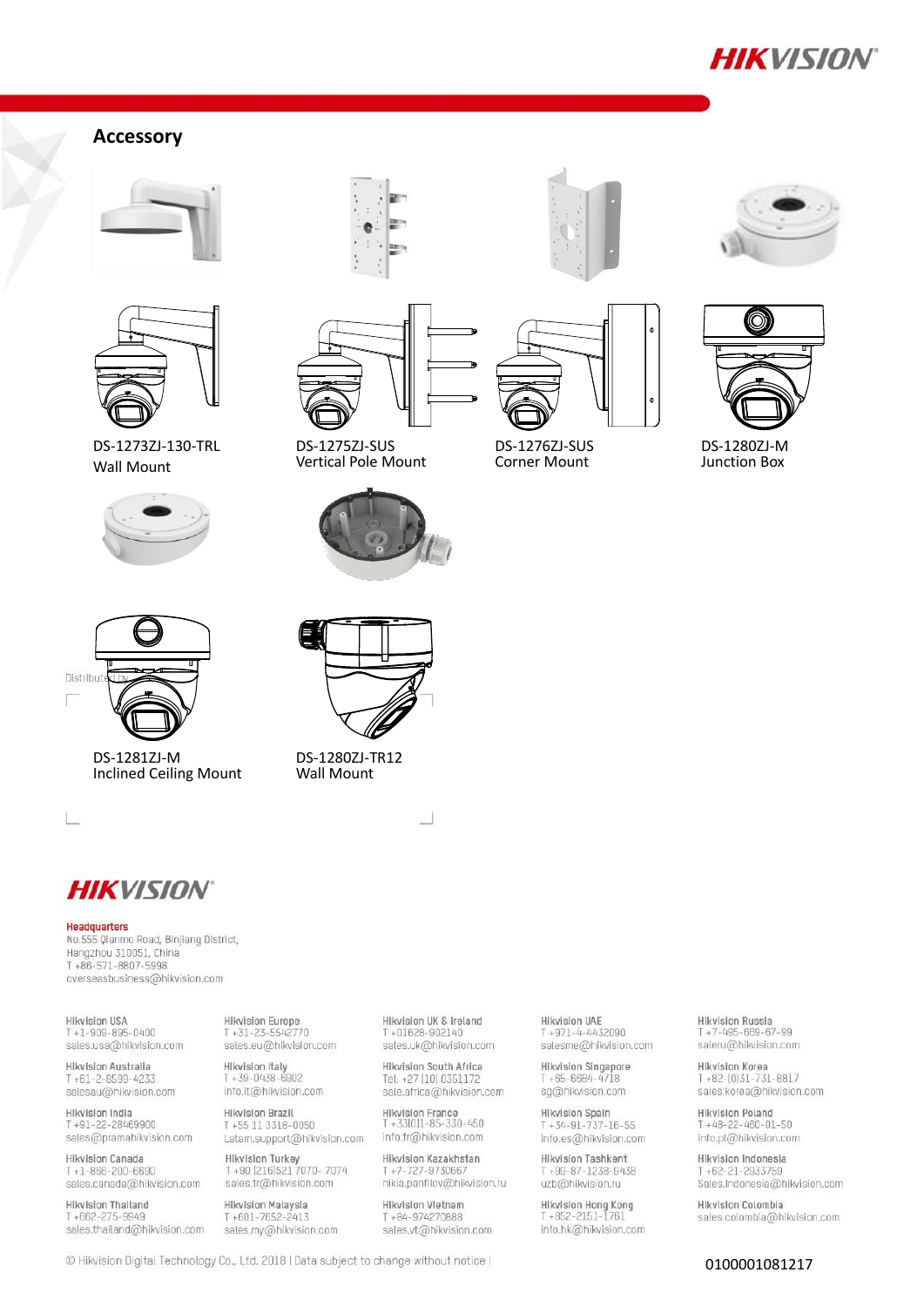## Accessory

DS-1273ZJ-130-TRL
Wall Mount

DS-1275ZJ-SUS
Vertical Pole Mount

DS-1276ZJ-SUS
Corner Mount

DS-1280ZJ-M
Junction Box

DS-1281ZJ-M
Inclined Ceiling Mount

DS-1280ZJ-TR12
Wall Mount

Distributed by

**HIKVISION**

**Headquarters**
No.555 Qianmo Road, Binjiang District,
Hangzhou 310051, China
T +86-571-8807-5998
overseasbusiness@hikvision.com

Hikvision USA
T +1-909-895-0400
sales.usa@hikvision.com

Hikvision Europe
T +31-23-5542770
sales.eu@hikvision.com

Hikvision UK & Ireland
T +01628-902140
sales.uk@hikvision.com

Hikvision UAE
T +971-4-4432090
salesme@hikvision.com

Hikvision Russia
T +7-495-669-67-99
saleru@hikvision.com

Hikvision Australia
T +61-2-8599-4233
salesau@hikvision.com

Hikvision Italy
T +39-0438-6902
info.it@hikvision.com

Hikvision South Africa
Tel: +27 (10) 0351172
sale.africa@hikvision.com

Hikvision Singapore
T +65-6684-4718
sg@hikvision.com

Hikvision Korea
T +82-(0)31-731-8817
sales.korea@hikvision.com

Hikvision India
T +91-22-28469900
sales@pramahikvision.com

Hikvision Brazil
T +55 11 3318-0050
Latam.support@hikvision.com

Hikvision France
T +33(0)1-85-330-450
info.fr@hikvision.com

Hikvision Spain
T +34-91-737-16-55
info.es@hikvision.com

Hikvision Poland
T +48-22-460-01-50
info.pl@hikvision.com

Hikvision Canada
T +1-866-200-6690
sales.canada@hikvision.com

Hikvision Turkey
T +90 (216)521 7070- 7074
sales.tr@hikvision.com

Hikvision Kazakhstan
T +7-727-9730667
nikia.panfilov@hikvision.ru

Hikvision Tashkent
T +99-87-1238-9438
uzb@hikvision.ru

Hikvision Indonesia
T +62-21-2933759
Sales.Indonesia@hikvision.com

Hikvision Thailand
T +662-275-9949
sales.thailand@hikvision.com

Hikvision Malaysia
T +601-7652-2413
sales.my@hikvision.com

Hikvision Vietnam
T +84-974270888
sales.vt@hikvision.com

Hikvision Hong Kong
T +852-2151-1761
info.hk@hikvision.com

Hikvision Colombia
sales.colombia@hikvision.com

© Hikvision Digital Technology Co., Ltd. 2018 | Data subject to change without notice |

0100001081217